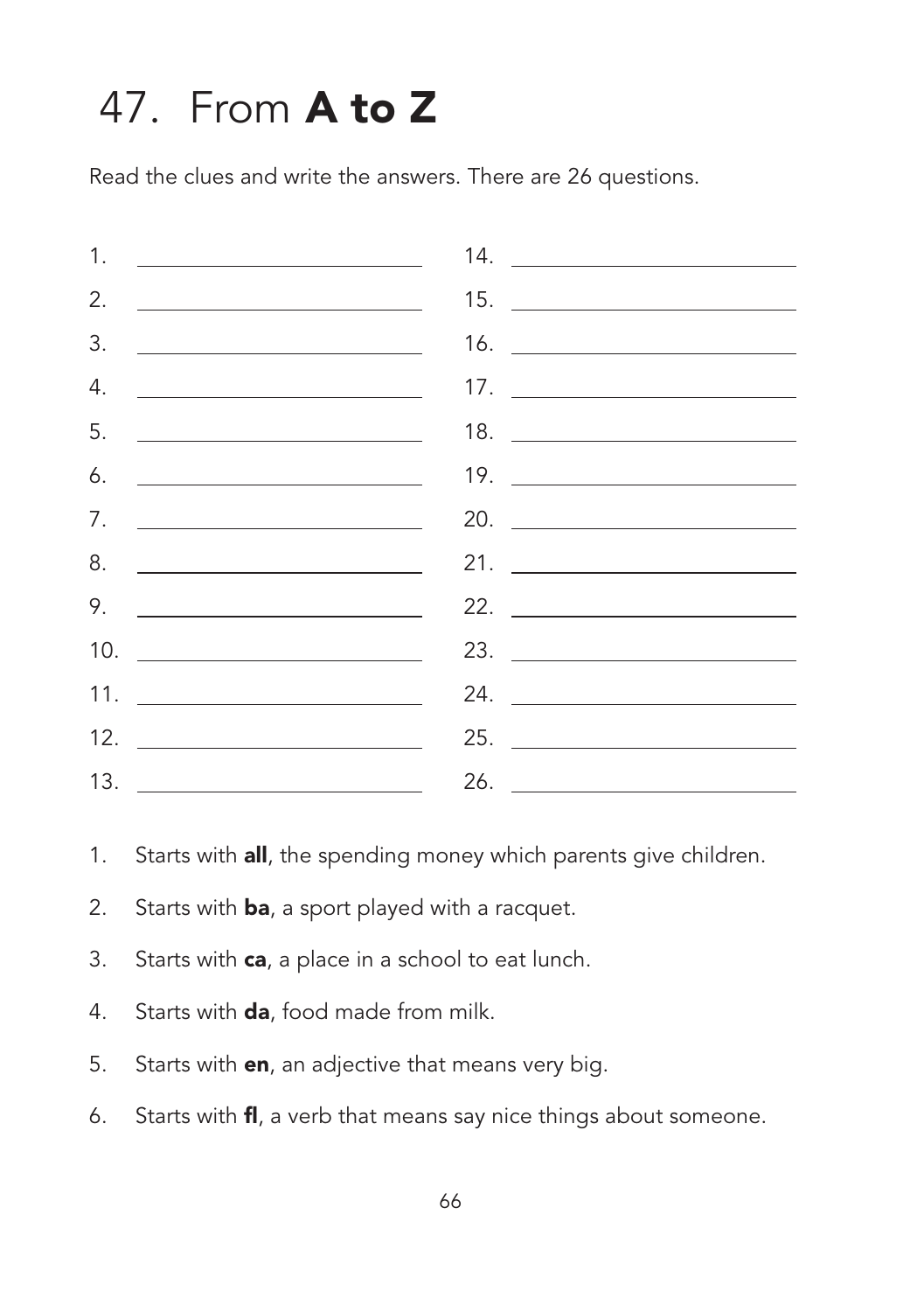# 47. From **A to Z**

Read the clues and write the answers. There are 26 questions.

1. ______________________
2. ______________________
3. ______________________
4. ______________________
5. ______________________
6. ______________________
7. ______________________
8. ______________________
9. ______________________
10. ______________________
11. ______________________
12. ______________________
13. ______________________
14. ______________________
15. ______________________
16. ______________________
17. ______________________
18. ______________________
19. ______________________
20. ______________________
21. ______________________
22. ______________________
23. ______________________
24. ______________________
25. ______________________
26. ______________________

1. Starts with **all**, the spending money which parents give children.
2. Starts with **ba**, a sport played with a racquet.
3. Starts with **ca**, a place in a school to eat lunch.
4. Starts with **da**, food made from milk.
5. Starts with **en**, an adjective that means very big.
6. Starts with **fl**, a verb that means say nice things about someone.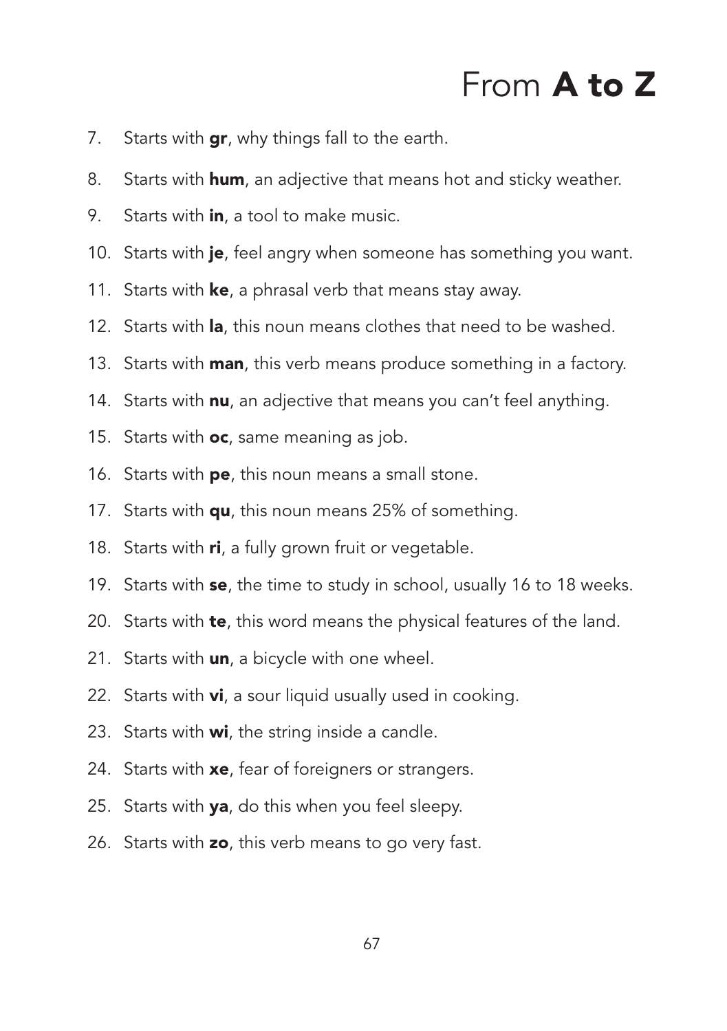# From **A to Z**

7. Starts with **gr**, why things fall to the earth.
8. Starts with **hum**, an adjective that means hot and sticky weather.
9. Starts with **in**, a tool to make music.
10. Starts with **je**, feel angry when someone has something you want.
11. Starts with **ke**, a phrasal verb that means stay away.
12. Starts with **la**, this noun means clothes that need to be washed.
13. Starts with **man**, this verb means produce something in a factory.
14. Starts with **nu**, an adjective that means you can't feel anything.
15. Starts with **oc**, same meaning as job.
16. Starts with **pe**, this noun means a small stone.
17. Starts with **qu**, this noun means 25% of something.
18. Starts with **ri**, a fully grown fruit or vegetable.
19. Starts with **se**, the time to study in school, usually 16 to 18 weeks.
20. Starts with **te**, this word means the physical features of the land.
21. Starts with **un**, a bicycle with one wheel.
22. Starts with **vi**, a sour liquid usually used in cooking.
23. Starts with **wi**, the string inside a candle.
24. Starts with **xe**, fear of foreigners or strangers.
25. Starts with **ya**, do this when you feel sleepy.
26. Starts with **zo**, this verb means to go very fast.